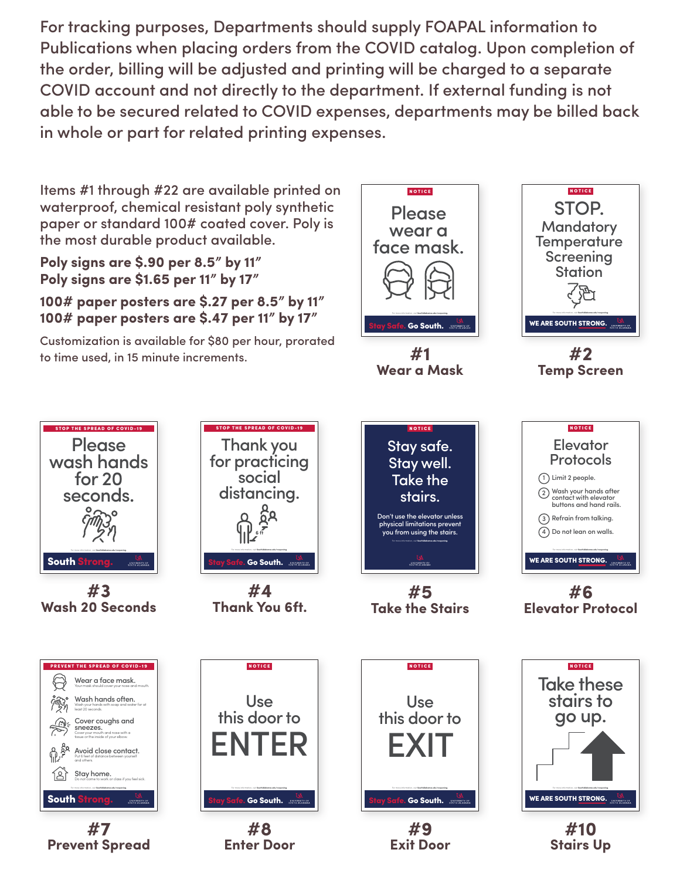For tracking purposes, Departments should supply FOAPAL information to Publications when placing orders from the COVID catalog. Upon completion of the order, billing will be adjusted and printing will be charged to a separate COVID account and not directly to the department. If external funding is not able to be secured related to COVID expenses, departments may be billed back in whole or part for related printing expenses.

Items #1 through #22 are available printed on waterproof, chemical resistant poly synthetic paper or standard 100# coated cover. Poly is the most durable product available.

**Poly signs are $.90 per 8.5" by 11"**
**Poly signs are $1.65 per 11" by 17"**

**100# paper posters are $.27 per 8.5" by 11"**
**100# paper posters are $.47 per 11" by 17"**

Customization is available for $80 per hour, prorated to time used, in 15 minute increments.

**#1**
**Wear a Mask**

**#2**
**Temp Screen**

**#3**
**Wash 20 Seconds**

**#4**
**Thank You 6ft.**

**#5**
**Take the Stairs**

**#6**
**Elevator Protocol**

**#7**
**Prevent Spread**

**#8**
**Enter Door**

**#9**
**Exit Door**

**#10**
**Stairs Up**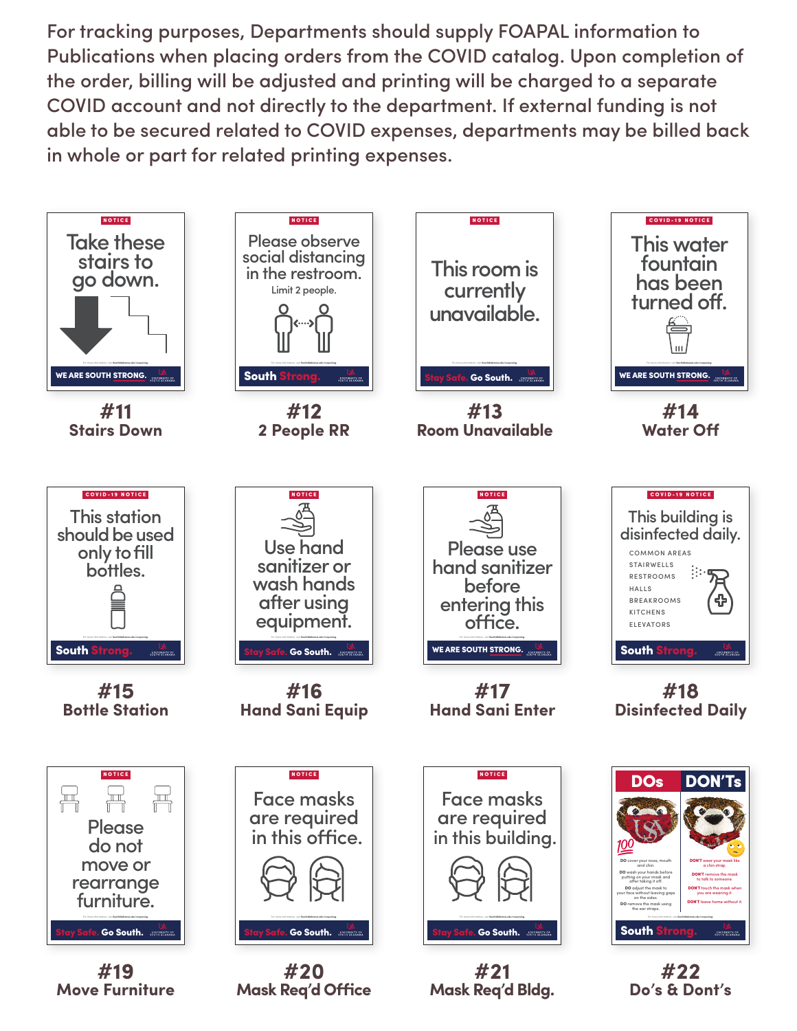For tracking purposes, Departments should supply FOAPAL information to Publications when placing orders from the COVID catalog. Upon completion of the order, billing will be adjusted and printing will be charged to a separate COVID account and not directly to the department. If external funding is not able to be secured related to COVID expenses, departments may be billed back in whole or part for related printing expenses.

NOTICE

Take these stairs to go down.

WE ARE SOUTH STRONG.

**#11**
**Stairs Down**

NOTICE

Please observe social distancing in the restroom.

Limit 2 people.

South Strong.

**#12**
**2 People RR**

NOTICE

This room is currently unavailable.

Stay Safe. Go South.

**#13**
**Room Unavailable**

COVID-19 NOTICE

This water fountain has been turned off.

WE ARE SOUTH STRONG.

**#14**
**Water Off**

COVID-19 NOTICE

This station should be used only to fill bottles.

South Strong.

**#15**
**Bottle Station**

NOTICE

Use hand sanitizer or wash hands after using equipment.

Stay Safe. Go South.

**#16**
**Hand Sani Equip**

NOTICE

Please use hand sanitizer before entering this office.

WE ARE SOUTH STRONG.

**#17**
**Hand Sani Enter**

COVID-19 NOTICE

This building is disinfected daily.

COMMON AREAS
STAIRWELLS
RESTROOMS
HALLS
BREAKROOMS
KITCHENS
ELEVATORS

South Strong.

**#18**
**Disinfected Daily**

NOTICE

Please do not move or rearrange furniture.

Stay Safe. Go South.

**#19**
**Move Furniture**

NOTICE

Face masks are required in this office.

Stay Safe. Go South.

**#20**
**Mask Req'd Office**

NOTICE

Face masks are required in this building.

Stay Safe. Go South.

**#21**
**Mask Req'd Bldg.**

DOs | DON'Ts

DO cover your nose, mouth and chin.
DO wash your hands before putting on your mask and after taking it off.
DO adjust the mask to your face without leaving gaps on the sides.
DO remove the mask using the ear straps.

DON'T wear your mask like a chin strap.
DON'T remove the mask to talk to someone.
DON'T touch the mask when you are wearing it.
DON'T leave home without it.

South Strong.

**#22**
**Do's & Dont's**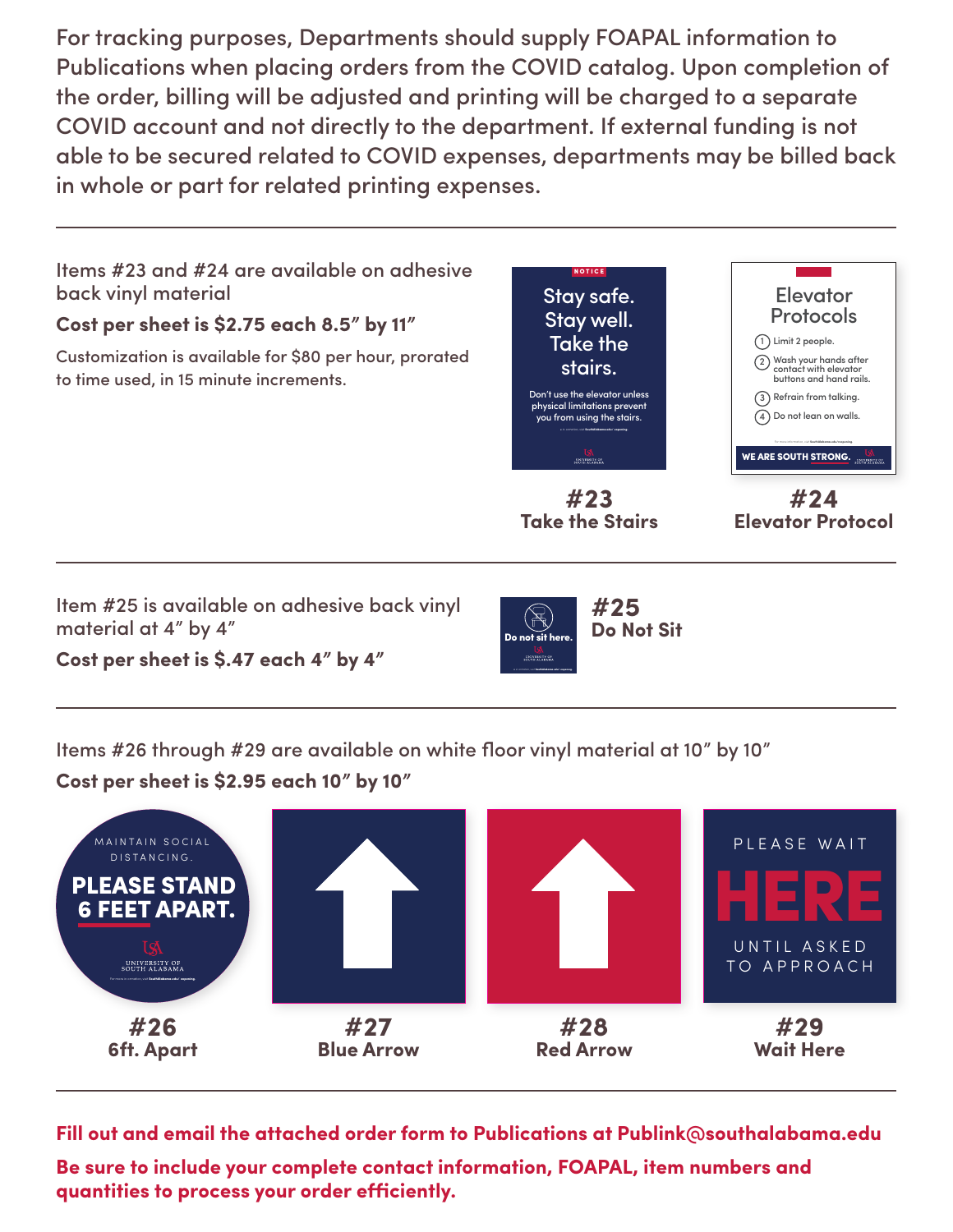For tracking purposes, Departments should supply FOAPAL information to Publications when placing orders from the COVID catalog. Upon completion of the order, billing will be adjusted and printing will be charged to a separate COVID account and not directly to the department. If external funding is not able to be secured related to COVID expenses, departments may be billed back in whole or part for related printing expenses.

---

Items #23 and #24 are available on adhesive back vinyl material

**Cost per sheet is $2.75 each 8.5″ by 11″**

Customization is available for $80 per hour, prorated to time used, in 15 minute increments.

**#23**
**Take the Stairs**

**#24**
**Elevator Protocol**

---

Item #25 is available on adhesive back vinyl material at 4″ by 4″

**Cost per sheet is $.47 each 4″ by 4″**

**#25**
**Do Not Sit**

---

Items #26 through #29 are available on white floor vinyl material at 10″ by 10″

**Cost per sheet is $2.95 each 10″ by 10″**

**#26**
**6ft. Apart**

**#27**
**Blue Arrow**

**#28**
**Red Arrow**

**#29**
**Wait Here**

---

**Fill out and email the attached order form to Publications at Publink@southalabama.edu**

**Be sure to include your complete contact information, FOAPAL, item numbers and quantities to process your order efficiently.**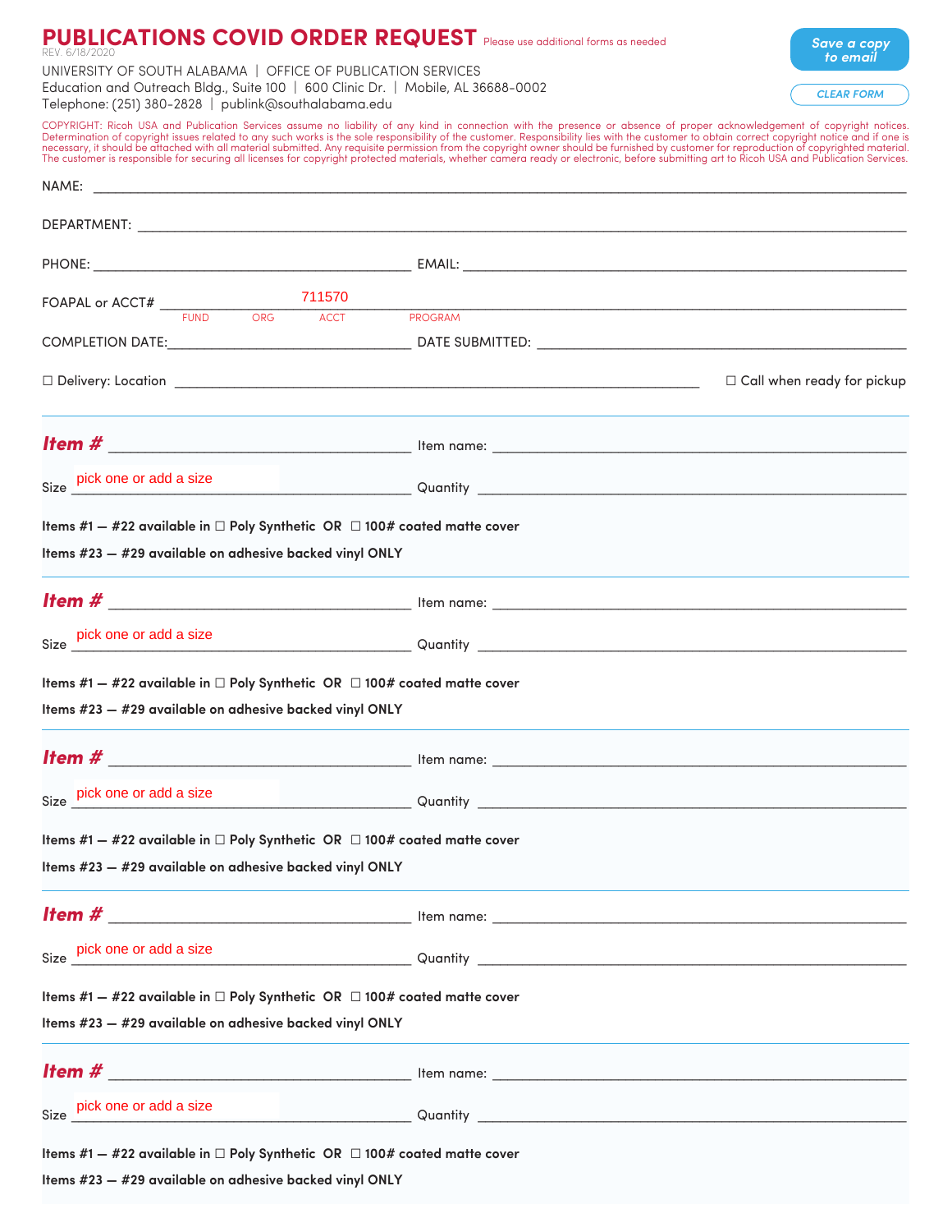# PUBLICATIONS COVID ORDER REQUEST

Please use additional forms as needed

REV. 6/18/2020

Save a copy to email

CLEAR FORM

UNIVERSITY OF SOUTH ALABAMA | OFFICE OF PUBLICATION SERVICES
Education and Outreach Bldg., Suite 100 | 600 Clinic Dr. | Mobile, AL 36688-0002
Telephone: (251) 380-2828 | publink@southalabama.edu

COPYRIGHT: Ricoh USA and Publication Services assume no liability of any kind in connection with the presence or absence of proper acknowledgement of copyright notices. Determination of copyright issues related to any such works is the sole responsibility of the customer. Responsibility lies with the customer to obtain correct copyright notice and if one is necessary, it should be attached with all material submitted. Any requisite permission from the copyright owner should be furnished by customer for reproduction of copyrighted material. The customer is responsible for securing all licenses for copyright protected materials, whether camera ready or electronic, before submitting art to Ricoh USA and Publication Services.

NAME: ___________________________

DEPARTMENT: ___________________________

PHONE: ___________________________ EMAIL: ___________________________

FOAPAL or ACCT# ______ 711570 ______
FUND ORG ACCT PROGRAM

COMPLETION DATE: ___________________________ DATE SUBMITTED: ___________________________

☐ Delivery: Location ___________________________ ☐ Call when ready for pickup

***Item #*** ___________________________ Item name: ___________________________

Size pick one or add a size Quantity ___________________________

**Items #1 — #22 available in ☐ Poly Synthetic OR ☐ 100# coated matte cover**

**Items #23 — #29 available on adhesive backed vinyl ONLY**

***Item #*** ___________________________ Item name: ___________________________

Size pick one or add a size Quantity ___________________________

**Items #1 — #22 available in ☐ Poly Synthetic OR ☐ 100# coated matte cover**

**Items #23 — #29 available on adhesive backed vinyl ONLY**

***Item #*** ___________________________ Item name: ___________________________

Size pick one or add a size Quantity ___________________________

**Items #1 — #22 available in ☐ Poly Synthetic OR ☐ 100# coated matte cover**

**Items #23 — #29 available on adhesive backed vinyl ONLY**

***Item #*** ___________________________ Item name: ___________________________

Size pick one or add a size Quantity ___________________________

**Items #1 — #22 available in ☐ Poly Synthetic OR ☐ 100# coated matte cover**

**Items #23 — #29 available on adhesive backed vinyl ONLY**

***Item #*** ___________________________ Item name: ___________________________

Size pick one or add a size Quantity ___________________________

**Items #1 — #22 available in ☐ Poly Synthetic OR ☐ 100# coated matte cover**

**Items #23 — #29 available on adhesive backed vinyl ONLY**